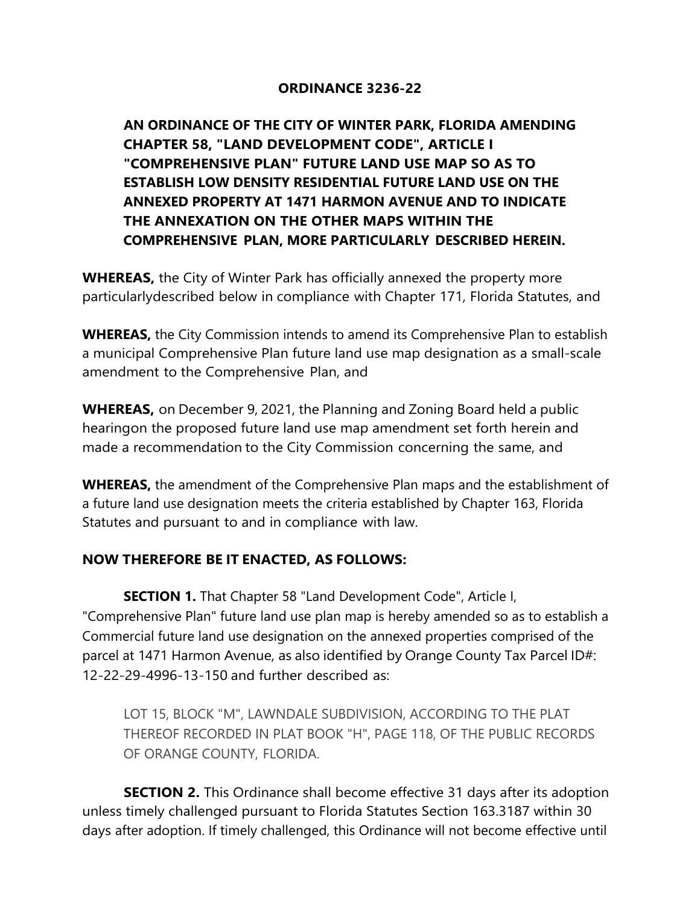# ORDINANCE 3236-22

**AN ORDINANCE OF THE CITY OF WINTER PARK, FLORIDA AMENDING CHAPTER 58, "LAND DEVELOPMENT CODE", ARTICLE I "COMPREHENSIVE PLAN" FUTURE LAND USE MAP SO AS TO ESTABLISH LOW DENSITY RESIDENTIAL FUTURE LAND USE ON THE ANNEXED PROPERTY AT 1471 HARMON AVENUE AND TO INDICATE THE ANNEXATION ON THE OTHER MAPS WITHIN THE COMPREHENSIVE PLAN, MORE PARTICULARLY DESCRIBED HEREIN.**

**WHEREAS,** the City of Winter Park has officially annexed the property more particularlydescribed below in compliance with Chapter 171, Florida Statutes, and

**WHEREAS,** the City Commission intends to amend its Comprehensive Plan to establish a municipal Comprehensive Plan future land use map designation as a small-scale amendment to the Comprehensive Plan, and

**WHEREAS,** on December 9, 2021, the Planning and Zoning Board held a public hearingon the proposed future land use map amendment set forth herein and made a recommendation to the City Commission concerning the same, and

**WHEREAS,** the amendment of the Comprehensive Plan maps and the establishment of a future land use designation meets the criteria established by Chapter 163, Florida Statutes and pursuant to and in compliance with law.

**NOW THEREFORE BE IT ENACTED, AS FOLLOWS:**

**SECTION 1.** That Chapter 58 "Land Development Code", Article I, "Comprehensive Plan" future land use plan map is hereby amended so as to establish a Commercial future land use designation on the annexed properties comprised of the parcel at 1471 Harmon Avenue, as also identified by Orange County Tax Parcel ID#: 12-22-29-4996-13-150 and further described as:

LOT 15, BLOCK "M", LAWNDALE SUBDIVISION, ACCORDING TO THE PLAT THEREOF RECORDED IN PLAT BOOK "H", PAGE 118, OF THE PUBLIC RECORDS OF ORANGE COUNTY, FLORIDA.

**SECTION 2.** This Ordinance shall become effective 31 days after its adoption unless timely challenged pursuant to Florida Statutes Section 163.3187 within 30 days after adoption. If timely challenged, this Ordinance will not become effective until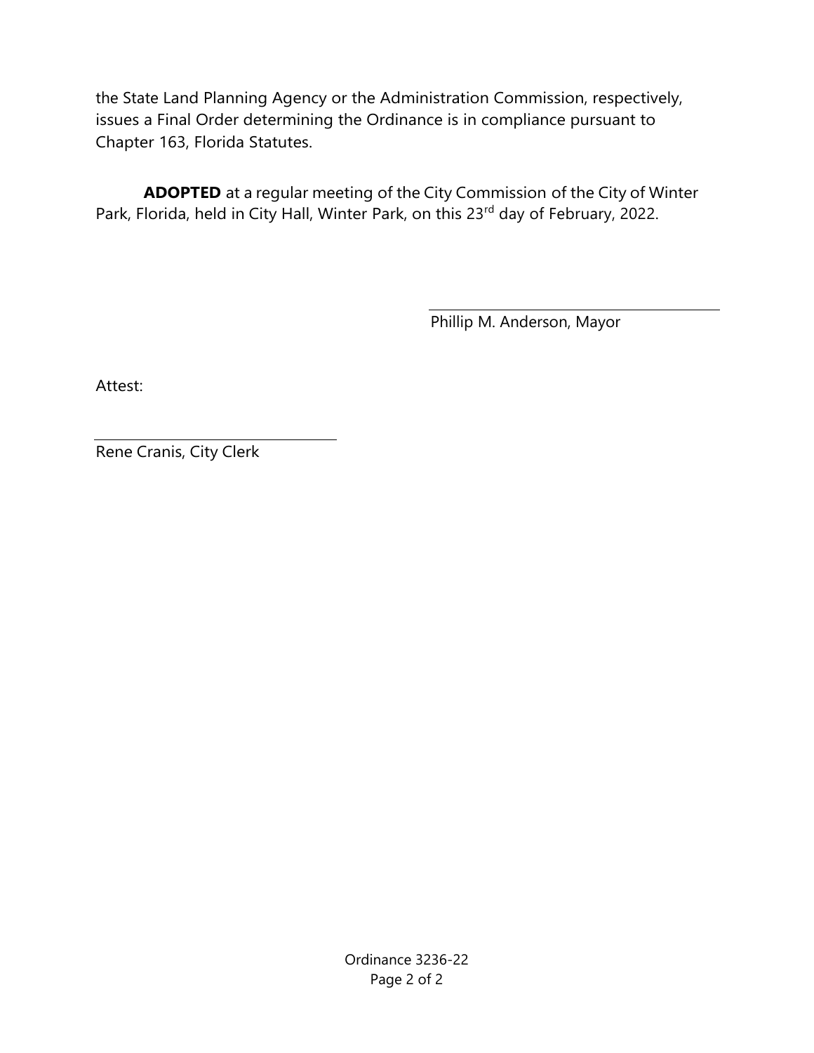the State Land Planning Agency or the Administration Commission, respectively, issues a Final Order determining the Ordinance is in compliance pursuant to Chapter 163, Florida Statutes.

**ADOPTED** at a regular meeting of the City Commission of the City of Winter Park, Florida, held in City Hall, Winter Park, on this 23rd day of February, 2022.

\_\_\_\_\_\_\_\_\_\_\_\_\_\_\_\_\_\_\_\_\_\_\_\_\_\_\_\_\_\_\_\_\_\_\_
Phillip M. Anderson, Mayor

Attest:

\_\_\_\_\_\_\_\_\_\_\_\_\_\_\_\_\_\_\_\_\_\_\_\_\_\_\_\_\_\_
Rene Cranis, City Clerk

Ordinance 3236-22